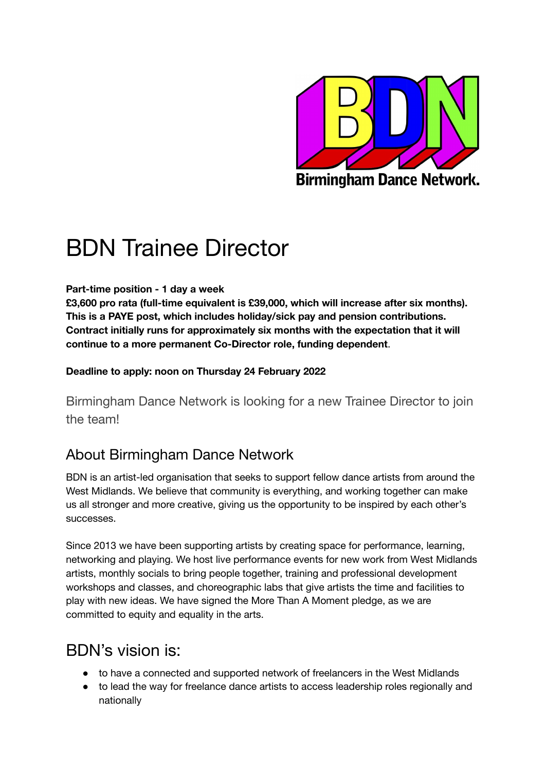# BDN Trainee Director

**Part-time position - 1 day a week**
**£3,600 pro rata (full-time equivalent is £39,000, which will increase after six months). This is a PAYE post, which includes holiday/sick pay and pension contributions. Contract initially runs for approximately six months with the expectation that it will continue to a more permanent Co-Director role, funding dependent**.

**Deadline to apply: noon on Thursday 24 February 2022**

Birmingham Dance Network is looking for a new Trainee Director to join the team!

## About Birmingham Dance Network

BDN is an artist-led organisation that seeks to support fellow dance artists from around the West Midlands. We believe that community is everything, and working together can make us all stronger and more creative, giving us the opportunity to be inspired by each other's successes.

Since 2013 we have been supporting artists by creating space for performance, learning, networking and playing. We host live performance events for new work from West Midlands artists, monthly socials to bring people together, training and professional development workshops and classes, and choreographic labs that give artists the time and facilities to play with new ideas. We have signed the More Than A Moment pledge, as we are committed to equity and equality in the arts.

## BDN's vision is:

- to have a connected and supported network of freelancers in the West Midlands
- to lead the way for freelance dance artists to access leadership roles regionally and nationally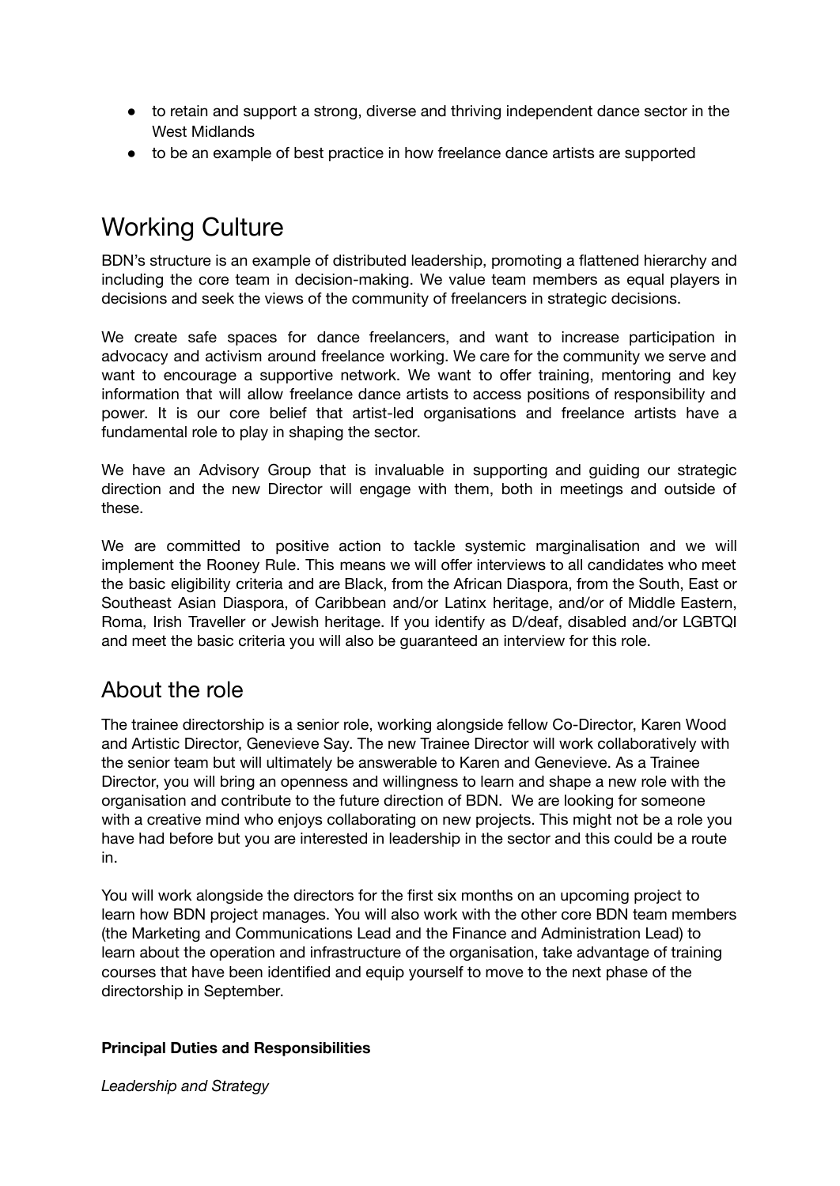- to retain and support a strong, diverse and thriving independent dance sector in the West Midlands
- to be an example of best practice in how freelance dance artists are supported

## Working Culture

BDN's structure is an example of distributed leadership, promoting a flattened hierarchy and including the core team in decision-making. We value team members as equal players in decisions and seek the views of the community of freelancers in strategic decisions.

We create safe spaces for dance freelancers, and want to increase participation in advocacy and activism around freelance working. We care for the community we serve and want to encourage a supportive network. We want to offer training, mentoring and key information that will allow freelance dance artists to access positions of responsibility and power. It is our core belief that artist-led organisations and freelance artists have a fundamental role to play in shaping the sector.

We have an Advisory Group that is invaluable in supporting and guiding our strategic direction and the new Director will engage with them, both in meetings and outside of these.

We are committed to positive action to tackle systemic marginalisation and we will implement the Rooney Rule. This means we will offer interviews to all candidates who meet the basic eligibility criteria and are Black, from the African Diaspora, from the South, East or Southeast Asian Diaspora, of Caribbean and/or Latinx heritage, and/or of Middle Eastern, Roma, Irish Traveller or Jewish heritage. If you identify as D/deaf, disabled and/or LGBTQI and meet the basic criteria you will also be guaranteed an interview for this role.

## About the role

The trainee directorship is a senior role, working alongside fellow Co-Director, Karen Wood and Artistic Director, Genevieve Say. The new Trainee Director will work collaboratively with the senior team but will ultimately be answerable to Karen and Genevieve. As a Trainee Director, you will bring an openness and willingness to learn and shape a new role with the organisation and contribute to the future direction of BDN. We are looking for someone with a creative mind who enjoys collaborating on new projects. This might not be a role you have had before but you are interested in leadership in the sector and this could be a route in.

You will work alongside the directors for the first six months on an upcoming project to learn how BDN project manages. You will also work with the other core BDN team members (the Marketing and Communications Lead and the Finance and Administration Lead) to learn about the operation and infrastructure of the organisation, take advantage of training courses that have been identified and equip yourself to move to the next phase of the directorship in September.

**Principal Duties and Responsibilities**

*Leadership and Strategy*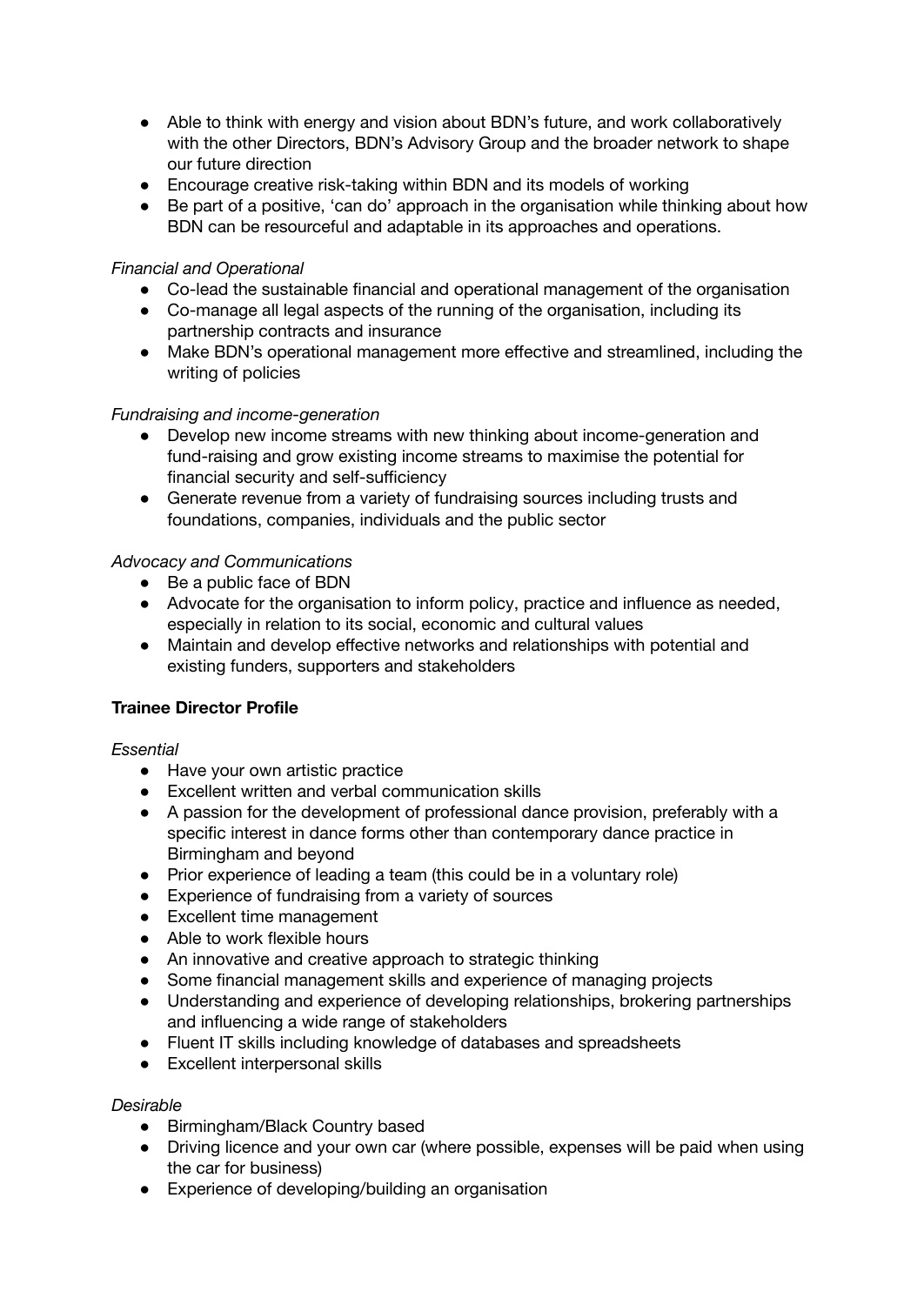- Able to think with energy and vision about BDN's future, and work collaboratively with the other Directors, BDN's Advisory Group and the broader network to shape our future direction
- Encourage creative risk-taking within BDN and its models of working
- Be part of a positive, 'can do' approach in the organisation while thinking about how BDN can be resourceful and adaptable in its approaches and operations.

*Financial and Operational*

- Co-lead the sustainable financial and operational management of the organisation
- Co-manage all legal aspects of the running of the organisation, including its partnership contracts and insurance
- Make BDN's operational management more effective and streamlined, including the writing of policies

*Fundraising and income-generation*

- Develop new income streams with new thinking about income-generation and fund-raising and grow existing income streams to maximise the potential for financial security and self-sufficiency
- Generate revenue from a variety of fundraising sources including trusts and foundations, companies, individuals and the public sector

*Advocacy and Communications*

- Be a public face of BDN
- Advocate for the organisation to inform policy, practice and influence as needed, especially in relation to its social, economic and cultural values
- Maintain and develop effective networks and relationships with potential and existing funders, supporters and stakeholders

**Trainee Director Profile**

*Essential*

- Have your own artistic practice
- Excellent written and verbal communication skills
- A passion for the development of professional dance provision, preferably with a specific interest in dance forms other than contemporary dance practice in Birmingham and beyond
- Prior experience of leading a team (this could be in a voluntary role)
- Experience of fundraising from a variety of sources
- Excellent time management
- Able to work flexible hours
- An innovative and creative approach to strategic thinking
- Some financial management skills and experience of managing projects
- Understanding and experience of developing relationships, brokering partnerships and influencing a wide range of stakeholders
- Fluent IT skills including knowledge of databases and spreadsheets
- Excellent interpersonal skills

*Desirable*

- Birmingham/Black Country based
- Driving licence and your own car (where possible, expenses will be paid when using the car for business)
- Experience of developing/building an organisation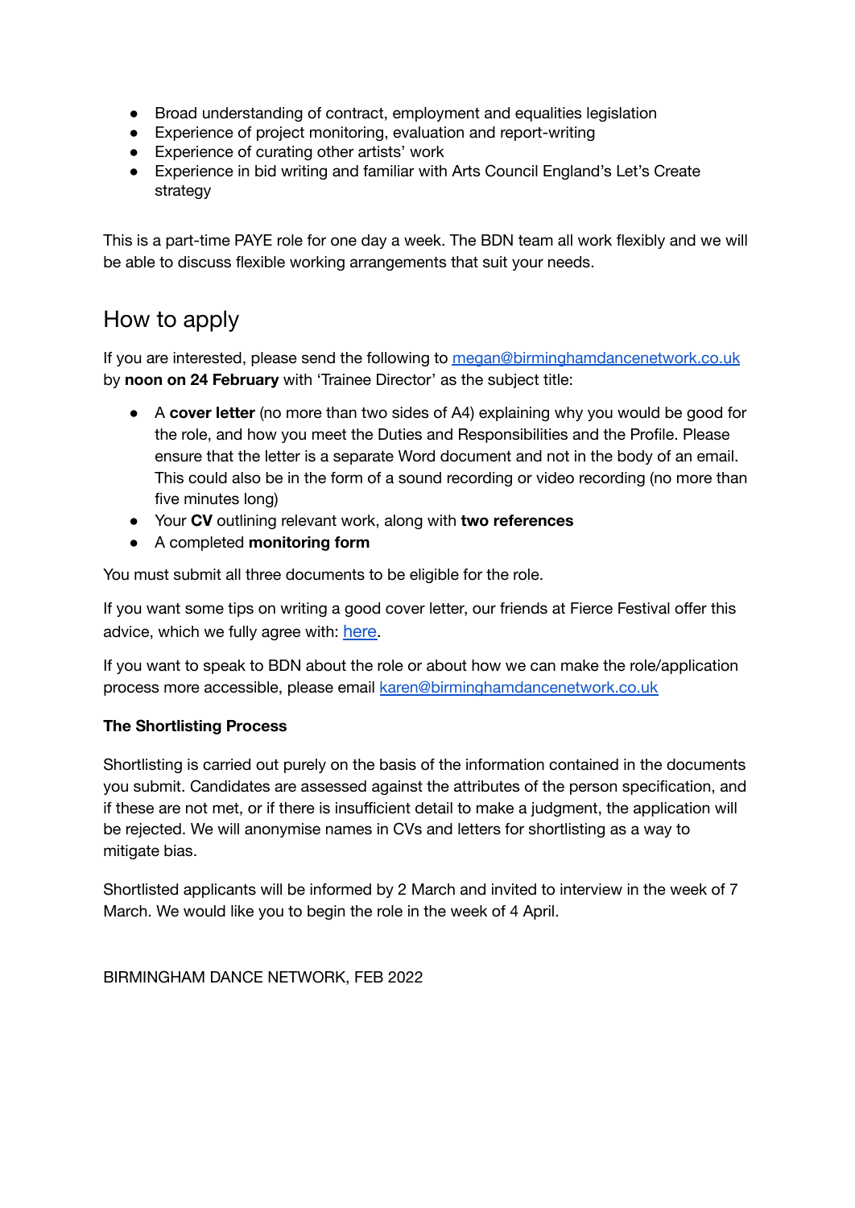- Broad understanding of contract, employment and equalities legislation
- Experience of project monitoring, evaluation and report-writing
- Experience of curating other artists' work
- Experience in bid writing and familiar with Arts Council England's Let's Create strategy

This is a part-time PAYE role for one day a week. The BDN team all work flexibly and we will be able to discuss flexible working arrangements that suit your needs.

## How to apply

If you are interested, please send the following to [megan@birminghamdancenetwork.co.uk](mailto:megan@birminghamdancenetwork.co.uk) by **noon on 24 February** with 'Trainee Director' as the subject title:

- A **cover letter** (no more than two sides of A4) explaining why you would be good for the role, and how you meet the Duties and Responsibilities and the Profile. Please ensure that the letter is a separate Word document and not in the body of an email. This could also be in the form of a sound recording or video recording (no more than five minutes long)
- Your **CV** outlining relevant work, along with **two references**
- A completed **monitoring form**

You must submit all three documents to be eligible for the role.

If you want some tips on writing a good cover letter, our friends at Fierce Festival offer this advice, which we fully agree with: [here](#).

If you want to speak to BDN about the role or about how we can make the role/application process more accessible, please email [karen@birminghamdancenetwork.co.uk](mailto:karen@birminghamdancenetwork.co.uk)

**The Shortlisting Process**

Shortlisting is carried out purely on the basis of the information contained in the documents you submit. Candidates are assessed against the attributes of the person specification, and if these are not met, or if there is insufficient detail to make a judgment, the application will be rejected. We will anonymise names in CVs and letters for shortlisting as a way to mitigate bias.

Shortlisted applicants will be informed by 2 March and invited to interview in the week of 7 March. We would like you to begin the role in the week of 4 April.

BIRMINGHAM DANCE NETWORK, FEB 2022